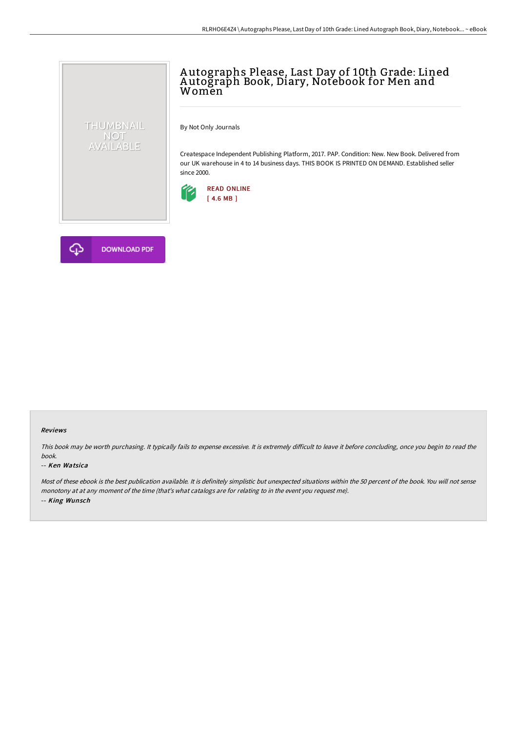# Autographs Please, Last Day of 10th Grade: Lined Autograph Book, Diary, Notebook for Men and Women

THUMBNAIL NOT AVAILABLE

By Not Only Journals

Createspace Independent Publishing Platform, 2017. PAP. Condition: New. New Book. Delivered from our UK warehouse in 4 to 14 business days. THIS BOOK IS PRINTED ON DEMAND. Established seller since 2000.

READ ONLINE
[ 4.6 MB ]

DOWNLOAD PDF

### Reviews

*This book may be worth purchasing. It typically fails to expense excessive. It is extremely difficult to leave it before concluding, once you begin to read the book.*

-- *Ken Watsica*

*Most of these ebook is the best publication available. It is definitely simplistic but unexpected situations within the 50 percent of the book. You will not sense monotony at at any moment of the time (that's what catalogs are for relating to in the event you request me).*

-- *King Wunsch*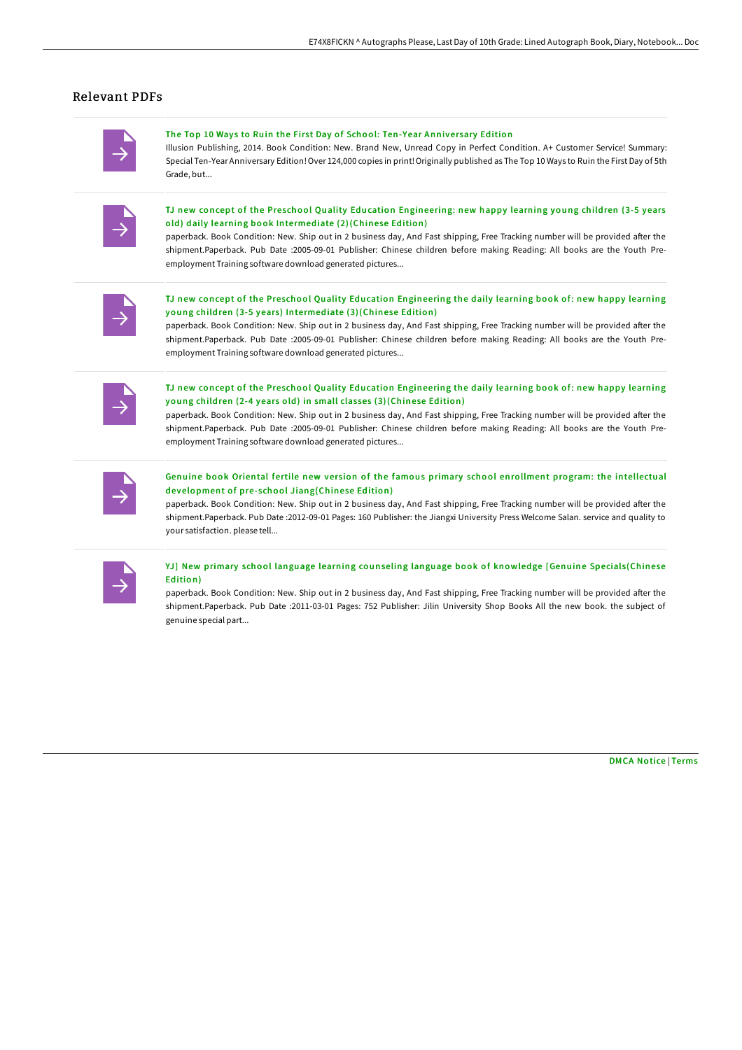## Relevant PDFs

**The Top 10 Ways to Ruin the First Day of School: Ten-Year Anniversary Edition**

Illusion Publishing, 2014. Book Condition: New. Brand New, Unread Copy in Perfect Condition. A+ Customer Service! Summary: Special Ten-Year Anniversary Edition! Over 124,000 copies in print! Originally published as The Top 10 Ways to Ruin the First Day of 5th Grade, but...

**TJ new concept of the Preschool Quality Education Engineering: new happy learning young children (3-5 years old) daily learning book Intermediate (2)(Chinese Edition)**

paperback. Book Condition: New. Ship out in 2 business day, And Fast shipping, Free Tracking number will be provided after the shipment.Paperback. Pub Date :2005-09-01 Publisher: Chinese children before making Reading: All books are the Youth Pre-employment Training software download generated pictures...

**TJ new concept of the Preschool Quality Education Engineering the daily learning book of: new happy learning young children (3-5 years) Intermediate (3)(Chinese Edition)**

paperback. Book Condition: New. Ship out in 2 business day, And Fast shipping, Free Tracking number will be provided after the shipment.Paperback. Pub Date :2005-09-01 Publisher: Chinese children before making Reading: All books are the Youth Pre-employment Training software download generated pictures...

**TJ new concept of the Preschool Quality Education Engineering the daily learning book of: new happy learning young children (2-4 years old) in small classes (3)(Chinese Edition)**

paperback. Book Condition: New. Ship out in 2 business day, And Fast shipping, Free Tracking number will be provided after the shipment.Paperback. Pub Date :2005-09-01 Publisher: Chinese children before making Reading: All books are the Youth Pre-employment Training software download generated pictures...

**Genuine book Oriental fertile new version of the famous primary school enrollment program: the intellectual development of pre-school Jiang(Chinese Edition)**

paperback. Book Condition: New. Ship out in 2 business day, And Fast shipping, Free Tracking number will be provided after the shipment.Paperback. Pub Date :2012-09-01 Pages: 160 Publisher: the Jiangxi University Press Welcome Salan. service and quality to your satisfaction. please tell...

**YJ] New primary school language learning counseling language book of knowledge [Genuine Specials(Chinese Edition)**

paperback. Book Condition: New. Ship out in 2 business day, And Fast shipping, Free Tracking number will be provided after the shipment.Paperback. Pub Date :2011-03-01 Pages: 752 Publisher: Jilin University Shop Books All the new book. the subject of genuine special part...